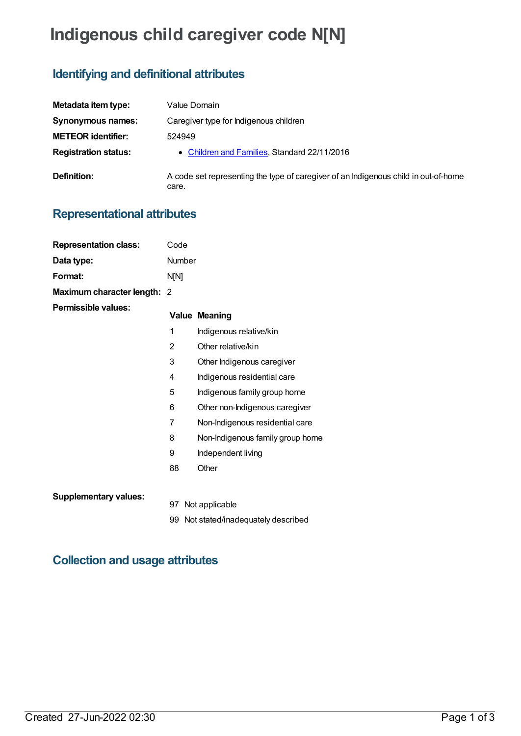# Indigenous child caregiver code N[N]

## Identifying and definitional attributes

| | |
|---|---|
| **Metadata item type:** | Value Domain |
| **Synonymous names:** | Caregiver type for Indigenous children |
| **METEOR identifier:** | 524949 |
| **Registration status:** | • Children and Families, Standard 22/11/2016 |
| **Definition:** | A code set representing the type of caregiver of an Indigenous child in out-of-home care. |

## Representational attributes

| | |
|---|---|
| **Representation class:** | Code |
| **Data type:** | Number |
| **Format:** | N[N] |
| **Maximum character length:** | 2 |

**Permissible values:**

| Value | Meaning |
|---|---|
| 1 | Indigenous relative/kin |
| 2 | Other relative/kin |
| 3 | Other Indigenous caregiver |
| 4 | Indigenous residential care |
| 5 | Indigenous family group home |
| 6 | Other non-Indigenous caregiver |
| 7 | Non-Indigenous residential care |
| 8 | Non-Indigenous family group home |
| 9 | Independent living |
| 88 | Other |

**Supplementary values:**

| Value | Meaning |
|---|---|
| 97 | Not applicable |
| 99 | Not stated/inadequately described |

## Collection and usage attributes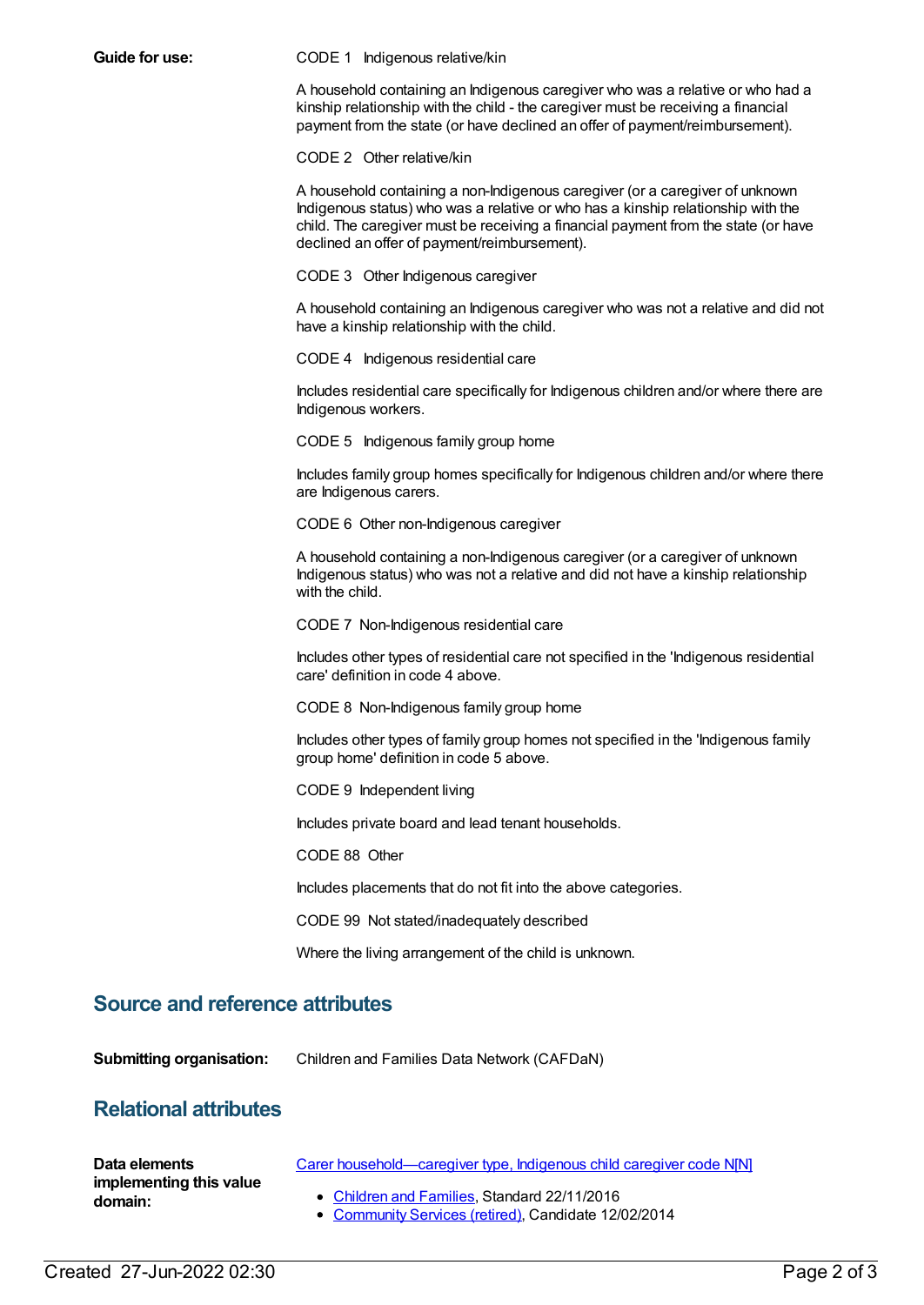**Guide for use:**

CODE 1 Indigenous relative/kin

A household containing an Indigenous caregiver who was a relative or who had a kinship relationship with the child - the caregiver must be receiving a financial payment from the state (or have declined an offer of payment/reimbursement).

CODE 2 Other relative/kin

A household containing a non-Indigenous caregiver (or a caregiver of unknown Indigenous status) who was a relative or who has a kinship relationship with the child. The caregiver must be receiving a financial payment from the state (or have declined an offer of payment/reimbursement).

CODE 3 Other Indigenous caregiver

A household containing an Indigenous caregiver who was not a relative and did not have a kinship relationship with the child.

CODE 4 Indigenous residential care

Includes residential care specifically for Indigenous children and/or where there are Indigenous workers.

CODE 5 Indigenous family group home

Includes family group homes specifically for Indigenous children and/or where there are Indigenous carers.

CODE 6 Other non-Indigenous caregiver

A household containing a non-Indigenous caregiver (or a caregiver of unknown Indigenous status) who was not a relative and did not have a kinship relationship with the child.

CODE 7 Non-Indigenous residential care

Includes other types of residential care not specified in the 'Indigenous residential care' definition in code 4 above.

CODE 8 Non-Indigenous family group home

Includes other types of family group homes not specified in the 'Indigenous family group home' definition in code 5 above.

CODE 9 Independent living

Includes private board and lead tenant households.

CODE 88 Other

Includes placements that do not fit into the above categories.

CODE 99 Not stated/inadequately described

Where the living arrangement of the child is unknown.

## Source and reference attributes

**Submitting organisation:** Children and Families Data Network (CAFDaN)

## Relational attributes

**Data elements implementing this value domain:**

Carer household—caregiver type, Indigenous child caregiver code N[N]

- Children and Families, Standard 22/11/2016
- Community Services (retired), Candidate 12/02/2014